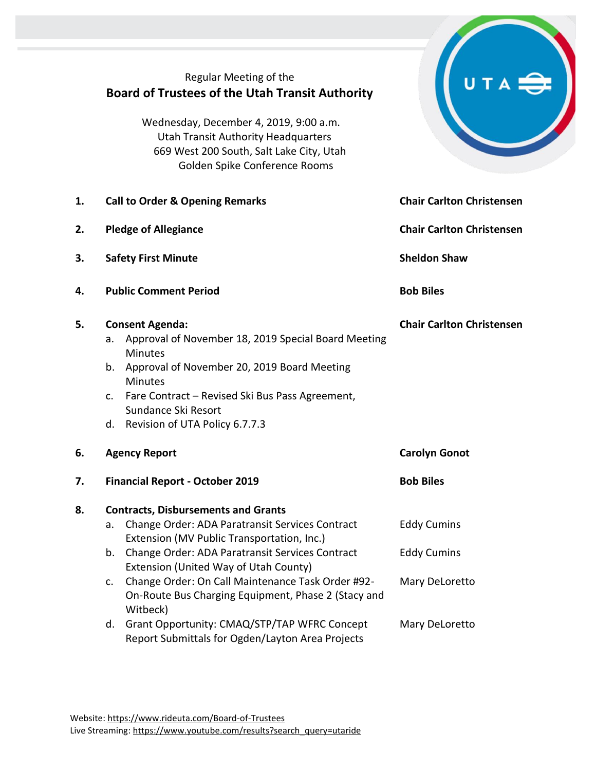Regular Meeting of the

# Board of Trustees of the Utah Transit Authority

Wednesday, December 4, 2019, 9:00 a.m.
Utah Transit Authority Headquarters
669 West 200 South, Salt Lake City, Utah
Golden Spike Conference Rooms

| | Item | Presenter |
|---|---|---|
| **1.** | **Call to Order & Opening Remarks** | **Chair Carlton Christensen** |
| **2.** | **Pledge of Allegiance** | **Chair Carlton Christensen** |
| **3.** | **Safety First Minute** | **Sheldon Shaw** |
| **4.** | **Public Comment Period** | **Bob Biles** |
| **5.** | **Consent Agenda:** | **Chair Carlton Christensen** |
| | a. Approval of November 18, 2019 Special Board Meeting Minutes | |
| | b. Approval of November 20, 2019 Board Meeting Minutes | |
| | c. Fare Contract – Revised Ski Bus Pass Agreement, Sundance Ski Resort | |
| | d. Revision of UTA Policy 6.7.7.3 | |
| **6.** | **Agency Report** | **Carolyn Gonot** |
| **7.** | **Financial Report - October 2019** | **Bob Biles** |
| **8.** | **Contracts, Disbursements and Grants** | |
| | a. Change Order: ADA Paratransit Services Contract Extension (MV Public Transportation, Inc.) | Eddy Cumins |
| | b. Change Order: ADA Paratransit Services Contract Extension (United Way of Utah County) | Eddy Cumins |
| | c. Change Order: On Call Maintenance Task Order #92- On-Route Bus Charging Equipment, Phase 2 (Stacy and Witbeck) | Mary DeLoretto |
| | d. Grant Opportunity: CMAQ/STP/TAP WFRC Concept Report Submittals for Ogden/Layton Area Projects | Mary DeLoretto |

Website: https://www.rideuta.com/Board-of-Trustees
Live Streaming: https://www.youtube.com/results?search_query=utaride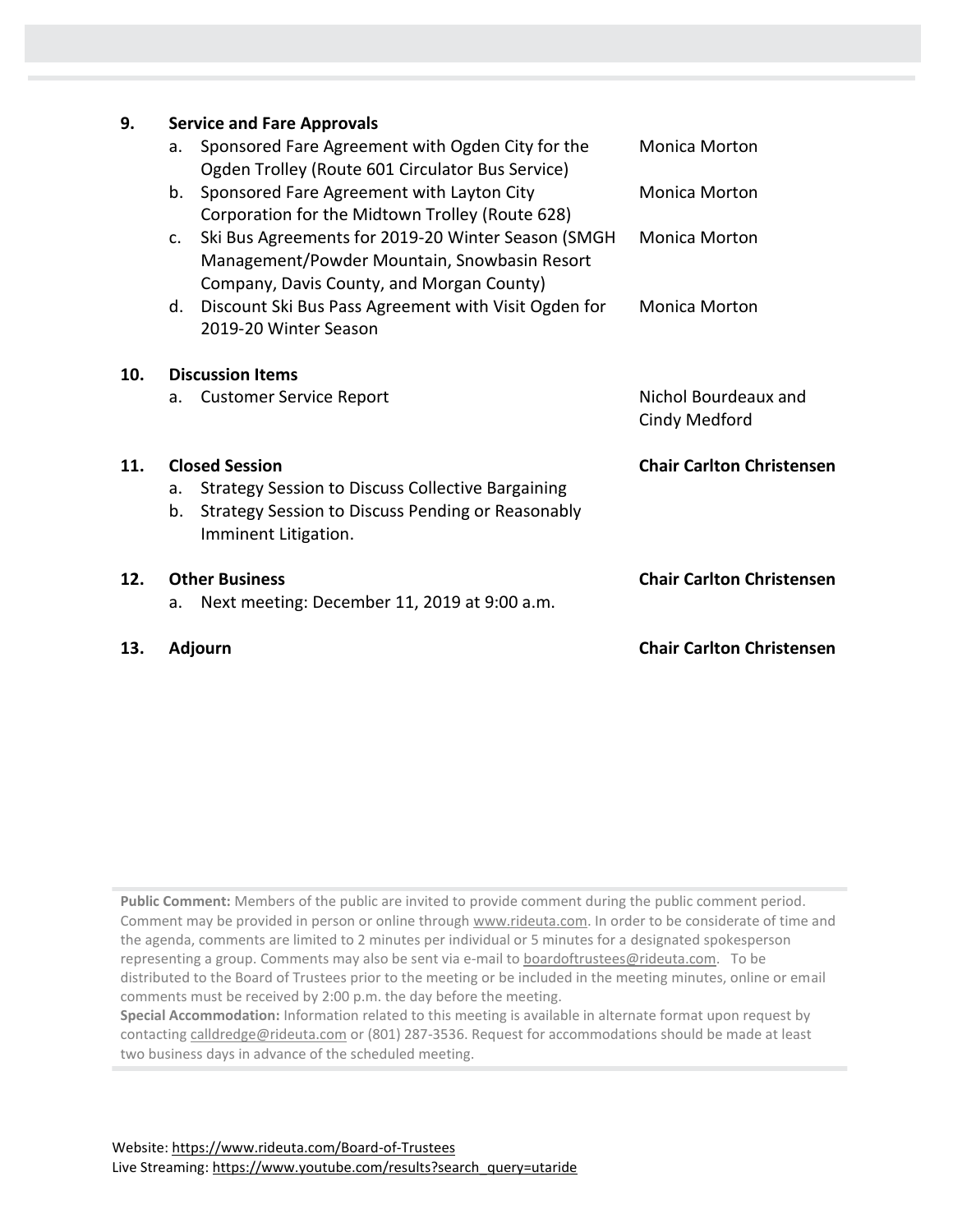9. **Service and Fare Approvals**
    a. Sponsored Fare Agreement with Ogden City for the Ogden Trolley (Route 601 Circulator Bus Service) — Monica Morton
    b. Sponsored Fare Agreement with Layton City Corporation for the Midtown Trolley (Route 628) — Monica Morton
    c. Ski Bus Agreements for 2019-20 Winter Season (SMGH Management/Powder Mountain, Snowbasin Resort Company, Davis County, and Morgan County) — Monica Morton
    d. Discount Ski Bus Pass Agreement with Visit Ogden for 2019-20 Winter Season — Monica Morton

10. **Discussion Items**
    a. Customer Service Report — Nichol Bourdeaux and Cindy Medford

11. **Closed Session** — **Chair Carlton Christensen**
    a. Strategy Session to Discuss Collective Bargaining
    b. Strategy Session to Discuss Pending or Reasonably Imminent Litigation.

12. **Other Business** — **Chair Carlton Christensen**
    a. Next meeting: December 11, 2019 at 9:00 a.m.

13. **Adjourn** — **Chair Carlton Christensen**

**Public Comment:** Members of the public are invited to provide comment during the public comment period. Comment may be provided in person or online through www.rideuta.com. In order to be considerate of time and the agenda, comments are limited to 2 minutes per individual or 5 minutes for a designated spokesperson representing a group. Comments may also be sent via e-mail to boardoftrustees@rideuta.com. To be distributed to the Board of Trustees prior to the meeting or be included in the meeting minutes, online or email comments must be received by 2:00 p.m. the day before the meeting.
**Special Accommodation:** Information related to this meeting is available in alternate format upon request by contacting calldredge@rideuta.com or (801) 287-3536. Request for accommodations should be made at least two business days in advance of the scheduled meeting.

Website: https://www.rideuta.com/Board-of-Trustees
Live Streaming: https://www.youtube.com/results?search_query=utaride